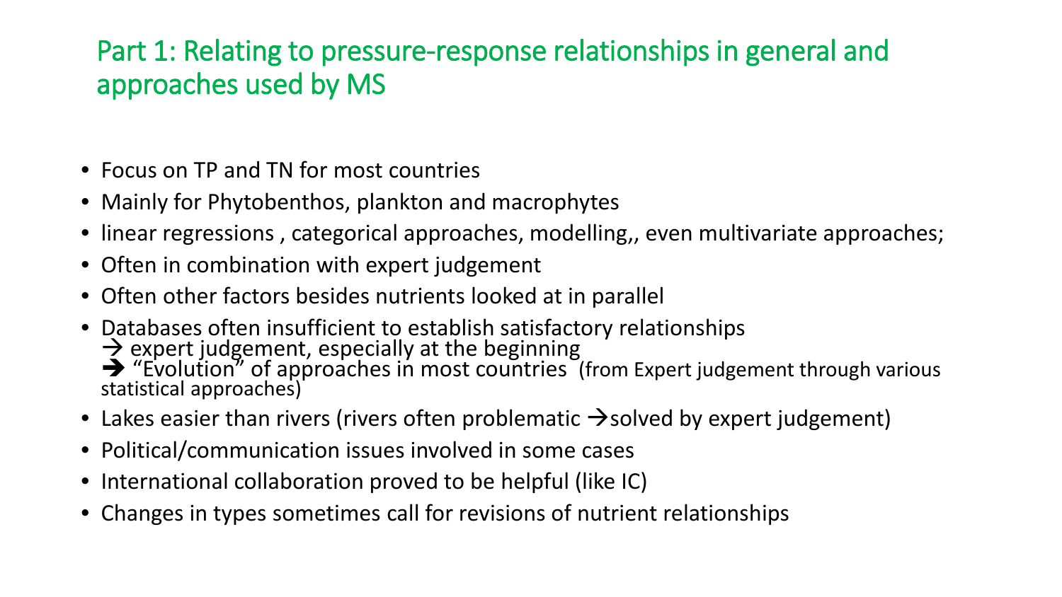# Part 1: Relating to pressure-response relationships in general and approaches used by MS

- Focus on TP and TN for most countries
- Mainly for Phytobenthos, plankton and macrophytes
- linear regressions , categorical approaches, modelling,, even multivariate approaches;
- Often in combination with expert judgement
- Often other factors besides nutrients looked at in parallel
- Databases often insufficient to establish satisfactory relationships
  → expert judgement, especially at the beginning
  ➔ "Evolution" of approaches in most countries (from Expert judgement through various statistical approaches)
- Lakes easier than rivers (rivers often problematic →solved by expert judgement)
- Political/communication issues involved in some cases
- International collaboration proved to be helpful (like IC)
- Changes in types sometimes call for revisions of nutrient relationships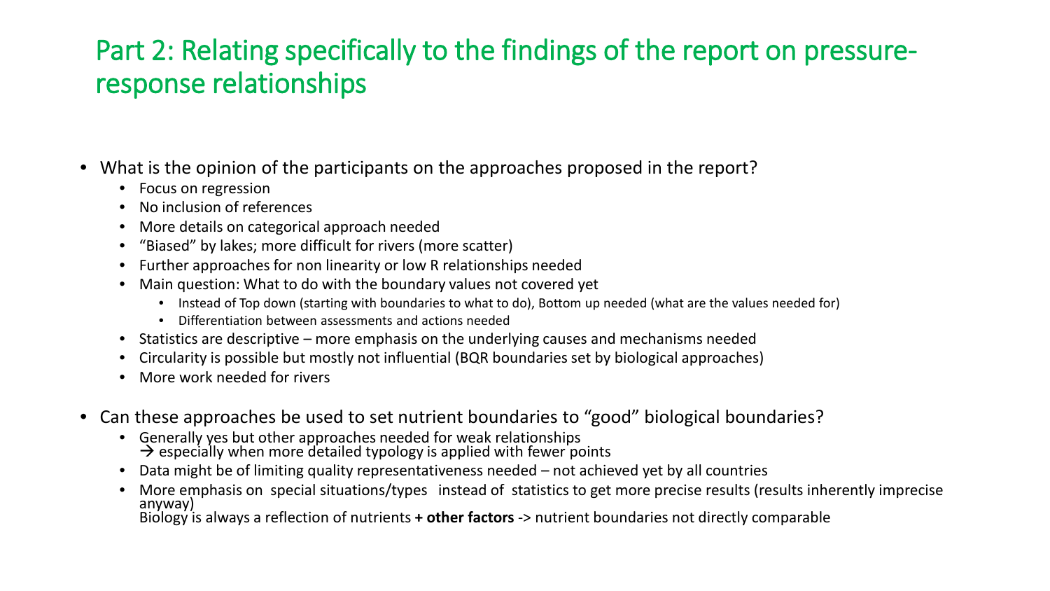# Part 2: Relating specifically to the findings of the report on pressure-response relationships

- What is the opinion of the participants on the approaches proposed in the report?
  - Focus on regression
  - No inclusion of references
  - More details on categorical approach needed
  - "Biased" by lakes; more difficult for rivers (more scatter)
  - Further approaches for non linearity or low R relationships needed
  - Main question: What to do with the boundary values not covered yet
    - Instead of Top down (starting with boundaries to what to do), Bottom up needed (what are the values needed for)
    - Differentiation between assessments and actions needed
  - Statistics are descriptive – more emphasis on the underlying causes and mechanisms needed
  - Circularity is possible but mostly not influential (BQR boundaries set by biological approaches)
  - More work needed for rivers
- Can these approaches be used to set nutrient boundaries to "good" biological boundaries?
  - Generally yes but other approaches needed for weak relationships
    → especially when more detailed typology is applied with fewer points
  - Data might be of limiting quality representativeness needed – not achieved yet by all countries
  - More emphasis on special situations/types instead of statistics to get more precise results (results inherently imprecise anyway)
    Biology is always a reflection of nutrients **+ other factors** -> nutrient boundaries not directly comparable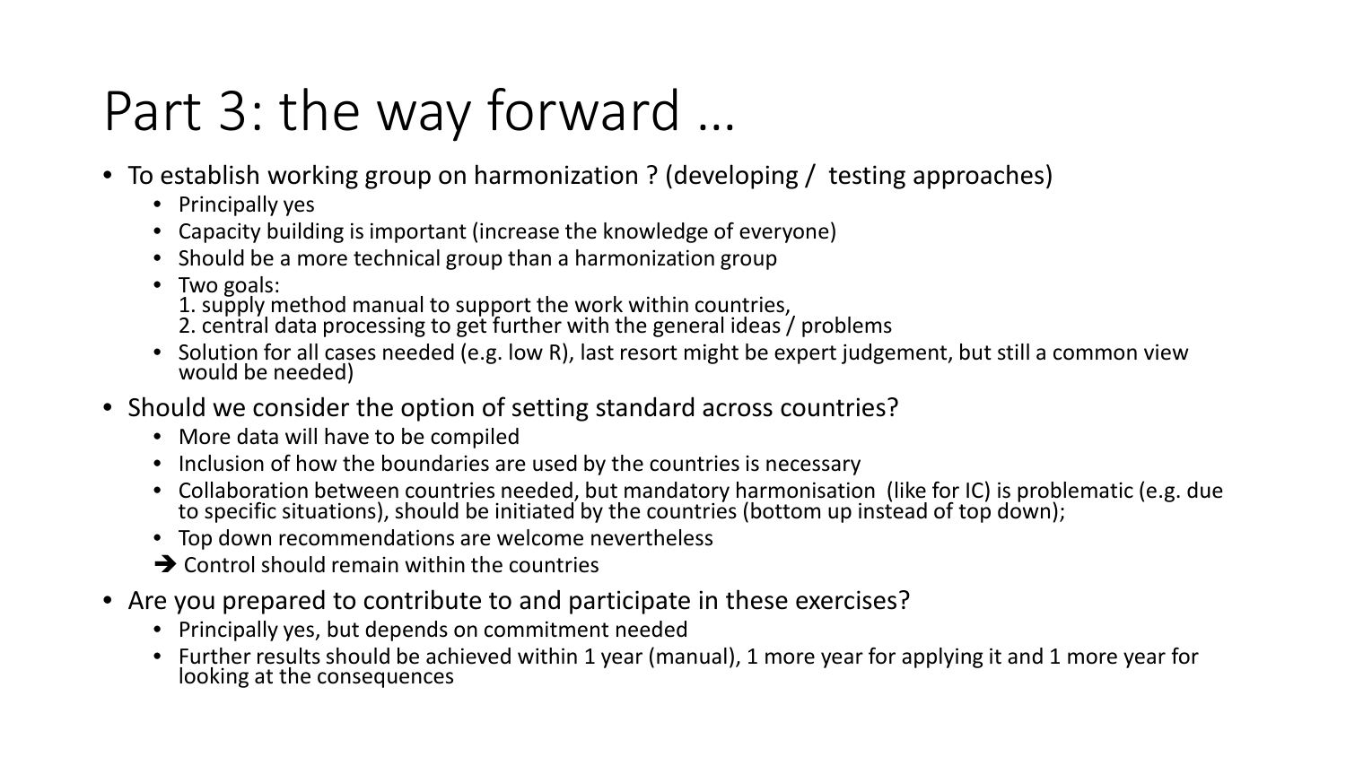# Part 3: the way forward …

- To establish working group on harmonization ? (developing / testing approaches)
  - Principally yes
  - Capacity building is important (increase the knowledge of everyone)
  - Should be a more technical group than a harmonization group
  - Two goals:
    1. supply method manual to support the work within countries,
    2. central data processing to get further with the general ideas / problems
  - Solution for all cases needed (e.g. low R), last resort might be expert judgement, but still a common view would be needed)
- Should we consider the option of setting standard across countries?
  - More data will have to be compiled
  - Inclusion of how the boundaries are used by the countries is necessary
  - Collaboration between countries needed, but mandatory harmonisation (like for IC) is problematic (e.g. due to specific situations), should be initiated by the countries (bottom up instead of top down);
  - Top down recommendations are welcome nevertheless
  - ➔ Control should remain within the countries
- Are you prepared to contribute to and participate in these exercises?
  - Principally yes, but depends on commitment needed
  - Further results should be achieved within 1 year (manual), 1 more year for applying it and 1 more year for looking at the consequences